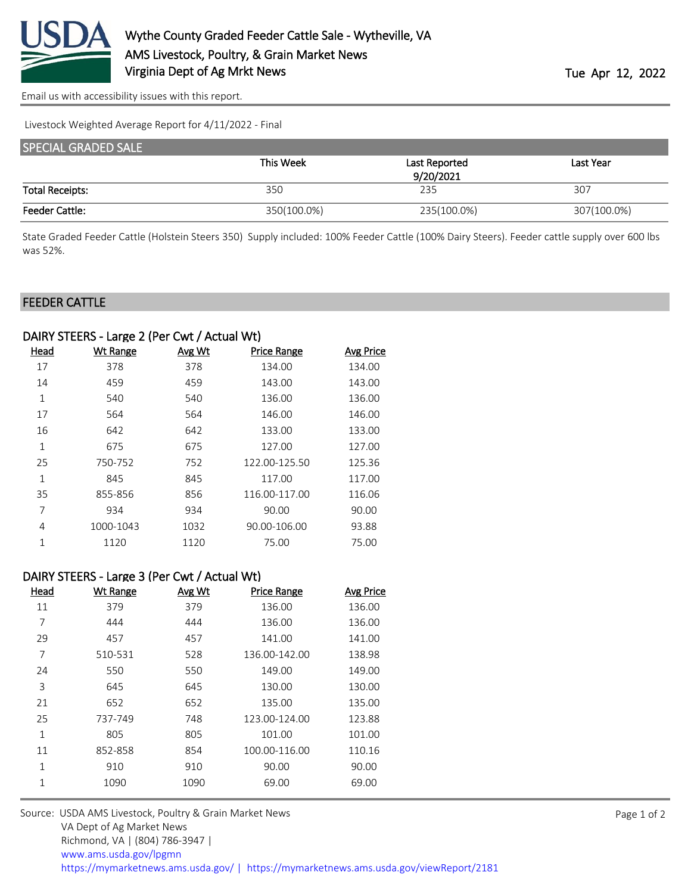# Wythe County Graded Feeder Cattle Sale - Wytheville, VA
## AMS Livestock, Poultry, & Grain Market News
## Virginia Dept of Ag Mrkt News

Tue Apr 12, 2022

Email us with accessibility issues with this report.

Livestock Weighted Average Report for 4/11/2022 - Final

## SPECIAL GRADED SALE

| | This Week | Last Reported 9/20/2021 | Last Year |
|---|---|---|---|
| Total Receipts: | 350 | 235 | 307 |
| Feeder Cattle: | 350(100.0%) | 235(100.0%) | 307(100.0%) |

State Graded Feeder Cattle (Holstein Steers 350) Supply included: 100% Feeder Cattle (100% Dairy Steers). Feeder cattle supply over 600 lbs was 52%.

## FEEDER CATTLE

### DAIRY STEERS - Large 2 (Per Cwt / Actual Wt)

| Head | Wt Range | Avg Wt | Price Range | Avg Price |
|---|---|---|---|---|
| 17 | 378 | 378 | 134.00 | 134.00 |
| 14 | 459 | 459 | 143.00 | 143.00 |
| 1 | 540 | 540 | 136.00 | 136.00 |
| 17 | 564 | 564 | 146.00 | 146.00 |
| 16 | 642 | 642 | 133.00 | 133.00 |
| 1 | 675 | 675 | 127.00 | 127.00 |
| 25 | 750-752 | 752 | 122.00-125.50 | 125.36 |
| 1 | 845 | 845 | 117.00 | 117.00 |
| 35 | 855-856 | 856 | 116.00-117.00 | 116.06 |
| 7 | 934 | 934 | 90.00 | 90.00 |
| 4 | 1000-1043 | 1032 | 90.00-106.00 | 93.88 |
| 1 | 1120 | 1120 | 75.00 | 75.00 |

### DAIRY STEERS - Large 3 (Per Cwt / Actual Wt)

| Head | Wt Range | Avg Wt | Price Range | Avg Price |
|---|---|---|---|---|
| 11 | 379 | 379 | 136.00 | 136.00 |
| 7 | 444 | 444 | 136.00 | 136.00 |
| 29 | 457 | 457 | 141.00 | 141.00 |
| 7 | 510-531 | 528 | 136.00-142.00 | 138.98 |
| 24 | 550 | 550 | 149.00 | 149.00 |
| 3 | 645 | 645 | 130.00 | 130.00 |
| 21 | 652 | 652 | 135.00 | 135.00 |
| 25 | 737-749 | 748 | 123.00-124.00 | 123.88 |
| 1 | 805 | 805 | 101.00 | 101.00 |
| 11 | 852-858 | 854 | 100.00-116.00 | 110.16 |
| 1 | 910 | 910 | 90.00 | 90.00 |
| 1 | 1090 | 1090 | 69.00 | 69.00 |

Source: USDA AMS Livestock, Poultry & Grain Market News
VA Dept of Ag Market News
Richmond, VA | (804) 786-3947 |
www.ams.usda.gov/lpgmn
https://mymarketnews.ams.usda.gov/ | https://mymarketnews.ams.usda.gov/viewReport/2181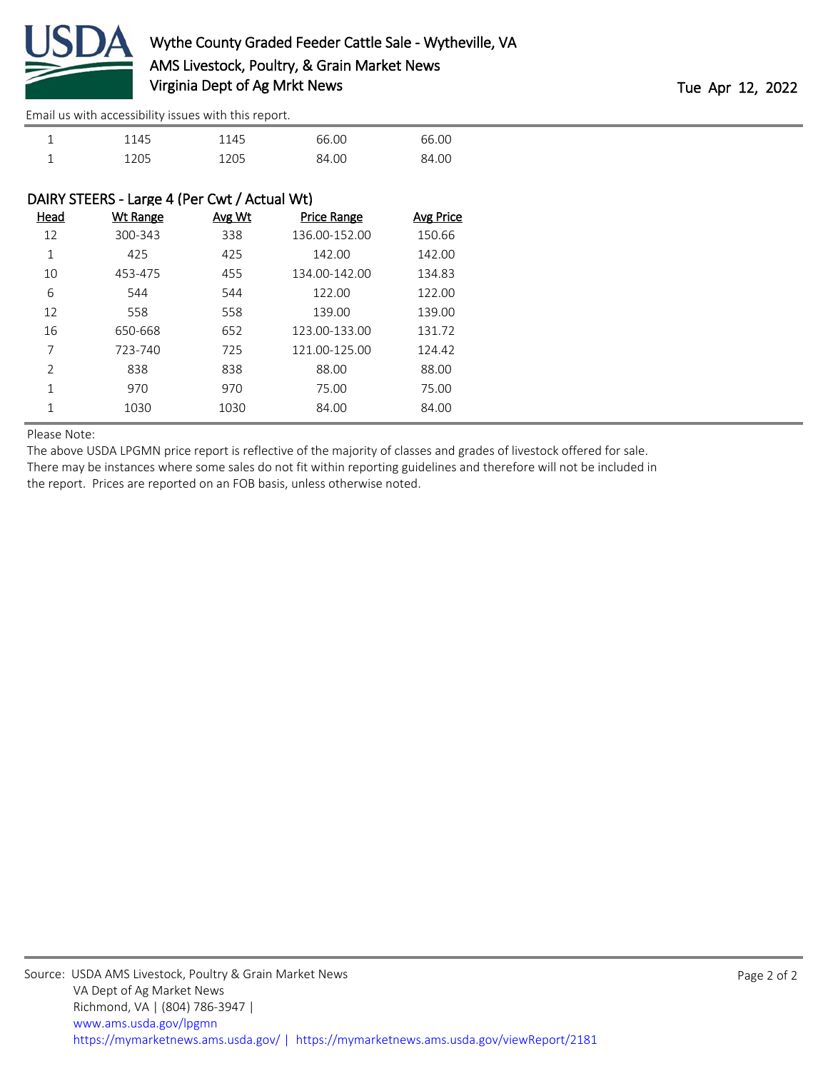| | | | | |
|---|---|---|---|---|
| 1 | 1145 | 1145 | 66.00 | 66.00 |
| 1 | 1205 | 1205 | 84.00 | 84.00 |

### DAIRY STEERS - Large 4 (Per Cwt / Actual Wt)

| Head | Wt Range | Avg Wt | Price Range | Avg Price |
|---|---|---|---|---|
| 12 | 300-343 | 338 | 136.00-152.00 | 150.66 |
| 1 | 425 | 425 | 142.00 | 142.00 |
| 10 | 453-475 | 455 | 134.00-142.00 | 134.83 |
| 6 | 544 | 544 | 122.00 | 122.00 |
| 12 | 558 | 558 | 139.00 | 139.00 |
| 16 | 650-668 | 652 | 123.00-133.00 | 131.72 |
| 7 | 723-740 | 725 | 121.00-125.00 | 124.42 |
| 2 | 838 | 838 | 88.00 | 88.00 |
| 1 | 970 | 970 | 75.00 | 75.00 |
| 1 | 1030 | 1030 | 84.00 | 84.00 |

Please Note:

The above USDA LPGMN price report is reflective of the majority of classes and grades of livestock offered for sale. There may be instances where some sales do not fit within reporting guidelines and therefore will not be included in the report. Prices are reported on an FOB basis, unless otherwise noted.

Source: USDA AMS Livestock, Poultry & Grain Market News
VA Dept of Ag Market News
Richmond, VA | (804) 786-3947 |
www.ams.usda.gov/lpgmn
https://mymarketnews.ams.usda.gov/ | https://mymarketnews.ams.usda.gov/viewReport/2181